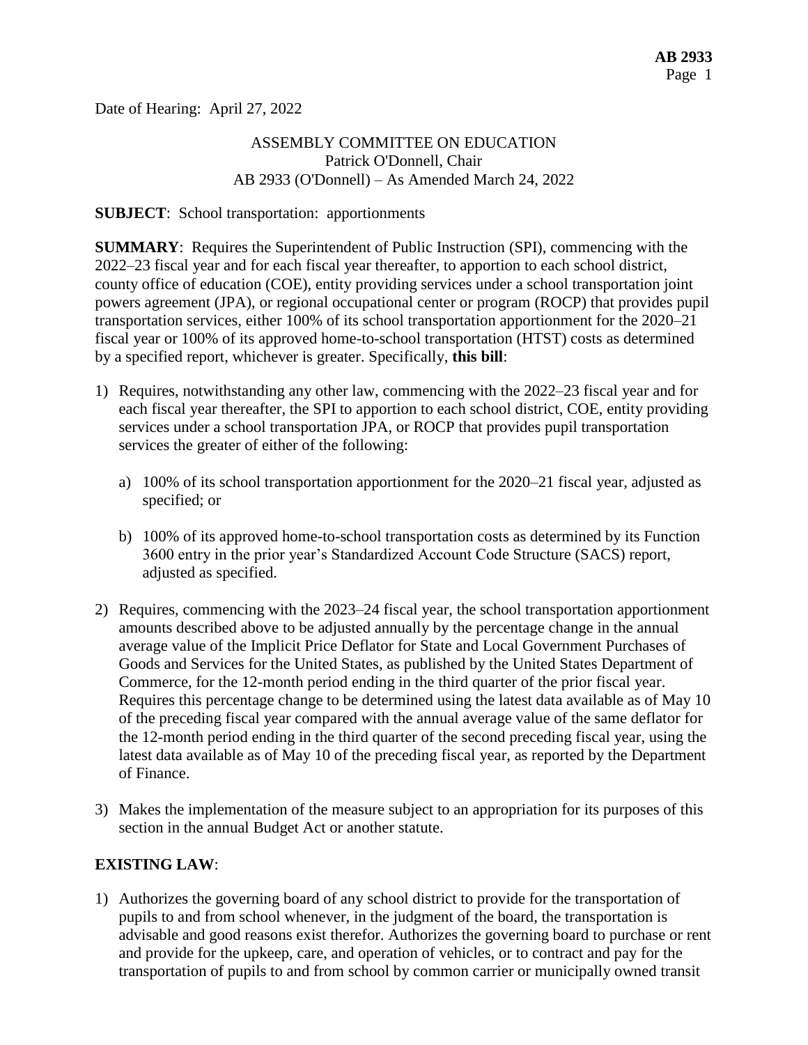Date of Hearing: April 27, 2022

ASSEMBLY COMMITTEE ON EDUCATION
Patrick O'Donnell, Chair
AB 2933 (O'Donnell) – As Amended March 24, 2022

**SUBJECT**: School transportation: apportionments

**SUMMARY**: Requires the Superintendent of Public Instruction (SPI), commencing with the 2022–23 fiscal year and for each fiscal year thereafter, to apportion to each school district, county office of education (COE), entity providing services under a school transportation joint powers agreement (JPA), or regional occupational center or program (ROCP) that provides pupil transportation services, either 100% of its school transportation apportionment for the 2020–21 fiscal year or 100% of its approved home-to-school transportation (HTST) costs as determined by a specified report, whichever is greater. Specifically, **this bill**:

1) Requires, notwithstanding any other law, commencing with the 2022–23 fiscal year and for each fiscal year thereafter, the SPI to apportion to each school district, COE, entity providing services under a school transportation JPA, or ROCP that provides pupil transportation services the greater of either of the following:

   a) 100% of its school transportation apportionment for the 2020–21 fiscal year, adjusted as specified; or

   b) 100% of its approved home-to-school transportation costs as determined by its Function 3600 entry in the prior year's Standardized Account Code Structure (SACS) report, adjusted as specified.

2) Requires, commencing with the 2023–24 fiscal year, the school transportation apportionment amounts described above to be adjusted annually by the percentage change in the annual average value of the Implicit Price Deflator for State and Local Government Purchases of Goods and Services for the United States, as published by the United States Department of Commerce, for the 12-month period ending in the third quarter of the prior fiscal year. Requires this percentage change to be determined using the latest data available as of May 10 of the preceding fiscal year compared with the annual average value of the same deflator for the 12-month period ending in the third quarter of the second preceding fiscal year, using the latest data available as of May 10 of the preceding fiscal year, as reported by the Department of Finance.

3) Makes the implementation of the measure subject to an appropriation for its purposes of this section in the annual Budget Act or another statute.

**EXISTING LAW**:

1) Authorizes the governing board of any school district to provide for the transportation of pupils to and from school whenever, in the judgment of the board, the transportation is advisable and good reasons exist therefor. Authorizes the governing board to purchase or rent and provide for the upkeep, care, and operation of vehicles, or to contract and pay for the transportation of pupils to and from school by common carrier or municipally owned transit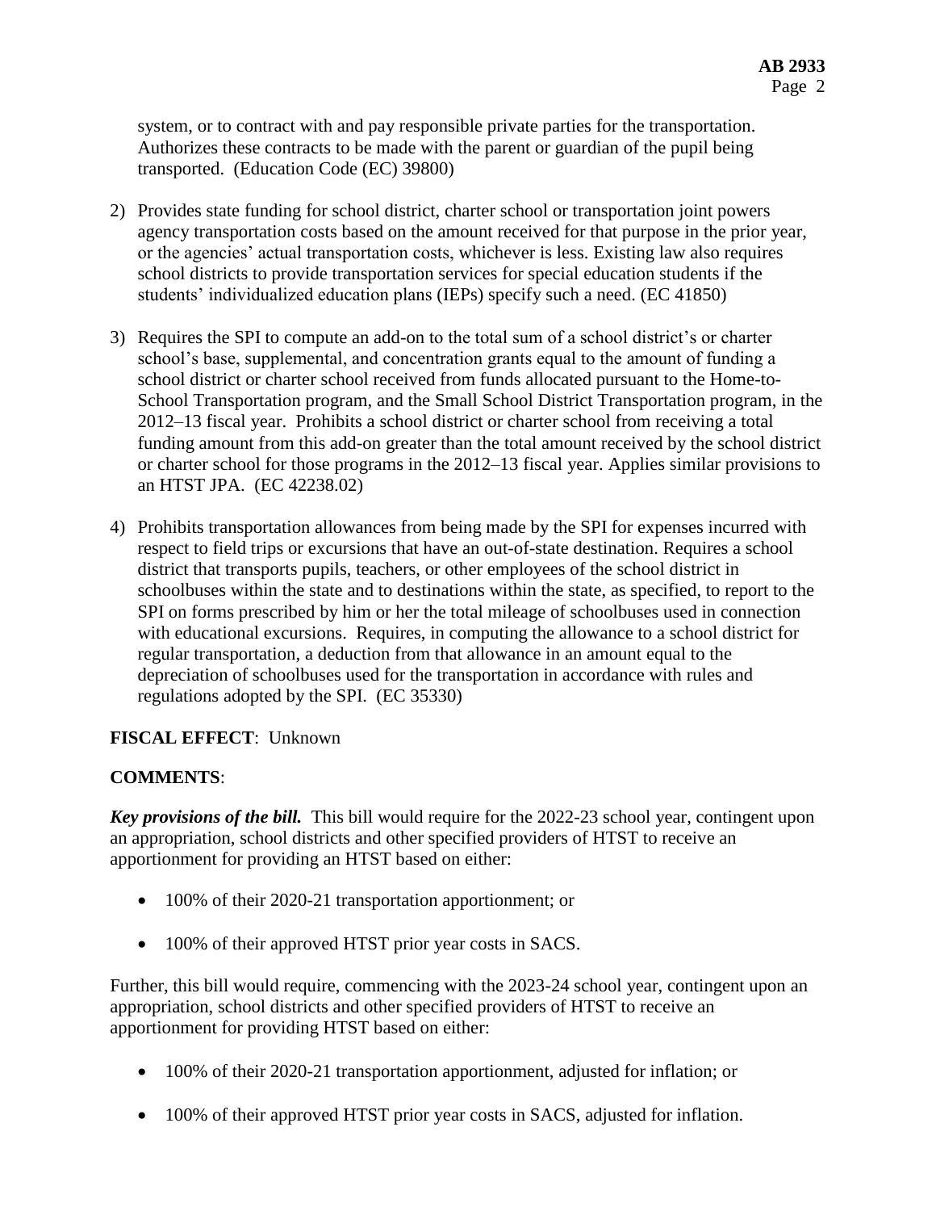system, or to contract with and pay responsible private parties for the transportation. Authorizes these contracts to be made with the parent or guardian of the pupil being transported. (Education Code (EC) 39800)

2) Provides state funding for school district, charter school or transportation joint powers agency transportation costs based on the amount received for that purpose in the prior year, or the agencies' actual transportation costs, whichever is less. Existing law also requires school districts to provide transportation services for special education students if the students' individualized education plans (IEPs) specify such a need. (EC 41850)

3) Requires the SPI to compute an add-on to the total sum of a school district's or charter school's base, supplemental, and concentration grants equal to the amount of funding a school district or charter school received from funds allocated pursuant to the Home-to-School Transportation program, and the Small School District Transportation program, in the 2012–13 fiscal year. Prohibits a school district or charter school from receiving a total funding amount from this add-on greater than the total amount received by the school district or charter school for those programs in the 2012–13 fiscal year. Applies similar provisions to an HTST JPA. (EC 42238.02)

4) Prohibits transportation allowances from being made by the SPI for expenses incurred with respect to field trips or excursions that have an out-of-state destination. Requires a school district that transports pupils, teachers, or other employees of the school district in schoolbuses within the state and to destinations within the state, as specified, to report to the SPI on forms prescribed by him or her the total mileage of schoolbuses used in connection with educational excursions. Requires, in computing the allowance to a school district for regular transportation, a deduction from that allowance in an amount equal to the depreciation of schoolbuses used for the transportation in accordance with rules and regulations adopted by the SPI. (EC 35330)

**FISCAL EFFECT**: Unknown

**COMMENTS**:

***Key provisions of the bill.*** This bill would require for the 2022-23 school year, contingent upon an appropriation, school districts and other specified providers of HTST to receive an apportionment for providing an HTST based on either:

- 100% of their 2020-21 transportation apportionment; or
- 100% of their approved HTST prior year costs in SACS.

Further, this bill would require, commencing with the 2023-24 school year, contingent upon an appropriation, school districts and other specified providers of HTST to receive an apportionment for providing HTST based on either:

- 100% of their 2020-21 transportation apportionment, adjusted for inflation; or
- 100% of their approved HTST prior year costs in SACS, adjusted for inflation.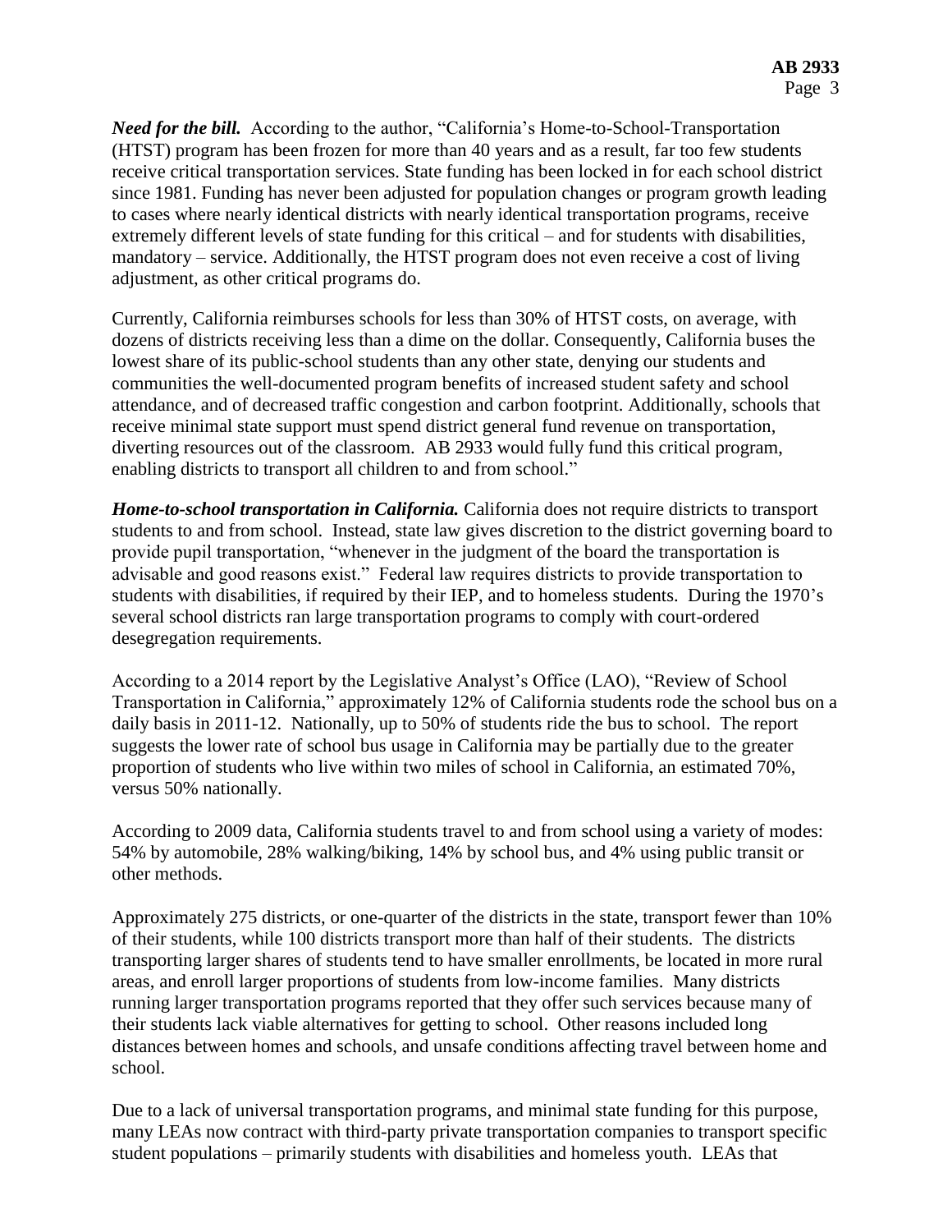***Need for the bill.*** According to the author, "California's Home-to-School-Transportation (HTST) program has been frozen for more than 40 years and as a result, far too few students receive critical transportation services. State funding has been locked in for each school district since 1981. Funding has never been adjusted for population changes or program growth leading to cases where nearly identical districts with nearly identical transportation programs, receive extremely different levels of state funding for this critical – and for students with disabilities, mandatory – service. Additionally, the HTST program does not even receive a cost of living adjustment, as other critical programs do.

Currently, California reimburses schools for less than 30% of HTST costs, on average, with dozens of districts receiving less than a dime on the dollar. Consequently, California buses the lowest share of its public-school students than any other state, denying our students and communities the well-documented program benefits of increased student safety and school attendance, and of decreased traffic congestion and carbon footprint. Additionally, schools that receive minimal state support must spend district general fund revenue on transportation, diverting resources out of the classroom. AB 2933 would fully fund this critical program, enabling districts to transport all children to and from school."

***Home-to-school transportation in California.*** California does not require districts to transport students to and from school. Instead, state law gives discretion to the district governing board to provide pupil transportation, "whenever in the judgment of the board the transportation is advisable and good reasons exist." Federal law requires districts to provide transportation to students with disabilities, if required by their IEP, and to homeless students. During the 1970's several school districts ran large transportation programs to comply with court-ordered desegregation requirements.

According to a 2014 report by the Legislative Analyst's Office (LAO), "Review of School Transportation in California," approximately 12% of California students rode the school bus on a daily basis in 2011-12. Nationally, up to 50% of students ride the bus to school. The report suggests the lower rate of school bus usage in California may be partially due to the greater proportion of students who live within two miles of school in California, an estimated 70%, versus 50% nationally.

According to 2009 data, California students travel to and from school using a variety of modes: 54% by automobile, 28% walking/biking, 14% by school bus, and 4% using public transit or other methods.

Approximately 275 districts, or one-quarter of the districts in the state, transport fewer than 10% of their students, while 100 districts transport more than half of their students. The districts transporting larger shares of students tend to have smaller enrollments, be located in more rural areas, and enroll larger proportions of students from low-income families. Many districts running larger transportation programs reported that they offer such services because many of their students lack viable alternatives for getting to school. Other reasons included long distances between homes and schools, and unsafe conditions affecting travel between home and school.

Due to a lack of universal transportation programs, and minimal state funding for this purpose, many LEAs now contract with third-party private transportation companies to transport specific student populations – primarily students with disabilities and homeless youth. LEAs that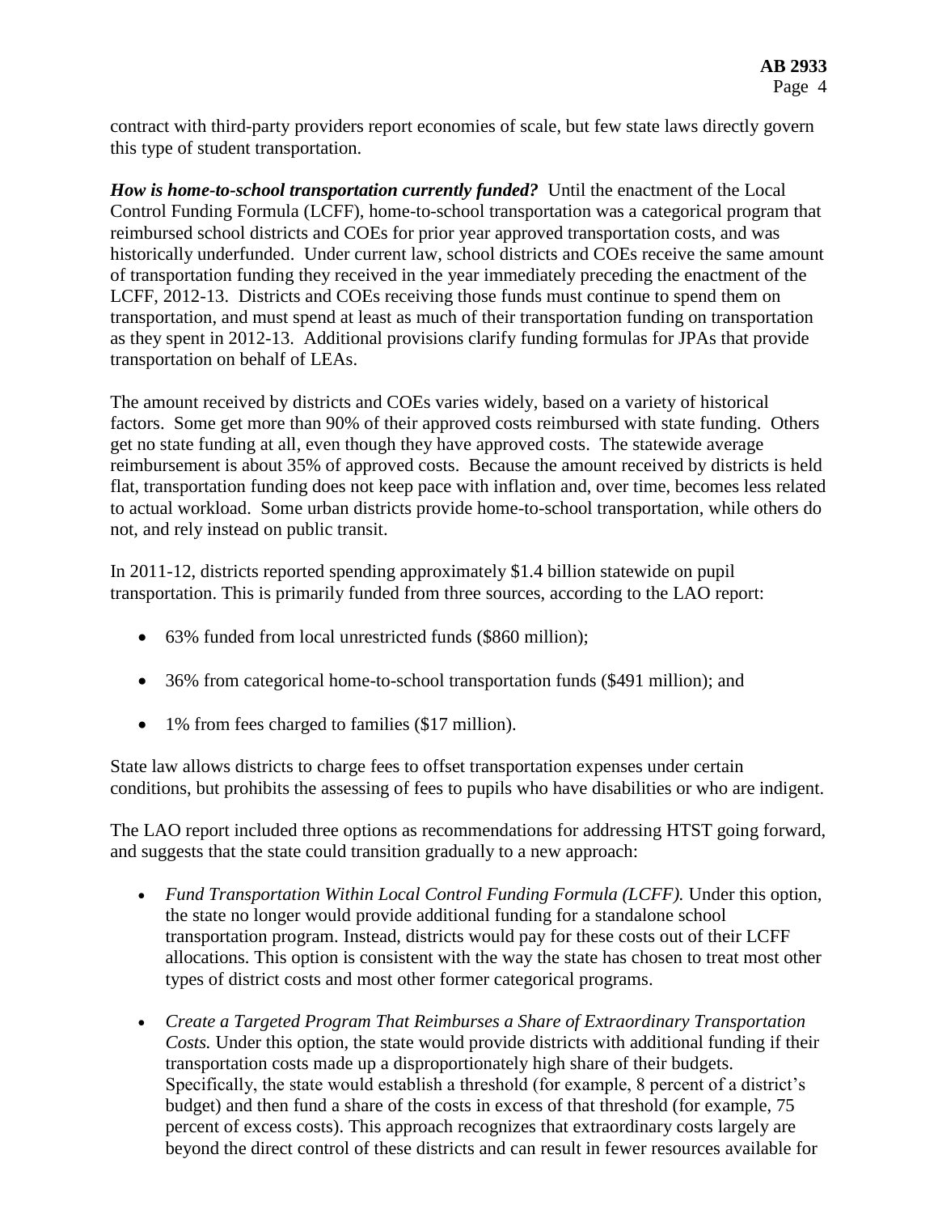contract with third-party providers report economies of scale, but few state laws directly govern this type of student transportation.

***How is home-to-school transportation currently funded?*** Until the enactment of the Local Control Funding Formula (LCFF), home-to-school transportation was a categorical program that reimbursed school districts and COEs for prior year approved transportation costs, and was historically underfunded. Under current law, school districts and COEs receive the same amount of transportation funding they received in the year immediately preceding the enactment of the LCFF, 2012-13. Districts and COEs receiving those funds must continue to spend them on transportation, and must spend at least as much of their transportation funding on transportation as they spent in 2012-13. Additional provisions clarify funding formulas for JPAs that provide transportation on behalf of LEAs.

The amount received by districts and COEs varies widely, based on a variety of historical factors. Some get more than 90% of their approved costs reimbursed with state funding. Others get no state funding at all, even though they have approved costs. The statewide average reimbursement is about 35% of approved costs. Because the amount received by districts is held flat, transportation funding does not keep pace with inflation and, over time, becomes less related to actual workload. Some urban districts provide home-to-school transportation, while others do not, and rely instead on public transit.

In 2011-12, districts reported spending approximately $1.4 billion statewide on pupil transportation. This is primarily funded from three sources, according to the LAO report:

- 63% funded from local unrestricted funds ($860 million);
- 36% from categorical home-to-school transportation funds ($491 million); and
- 1% from fees charged to families ($17 million).

State law allows districts to charge fees to offset transportation expenses under certain conditions, but prohibits the assessing of fees to pupils who have disabilities or who are indigent.

The LAO report included three options as recommendations for addressing HTST going forward, and suggests that the state could transition gradually to a new approach:

- *Fund Transportation Within Local Control Funding Formula (LCFF).* Under this option, the state no longer would provide additional funding for a standalone school transportation program. Instead, districts would pay for these costs out of their LCFF allocations. This option is consistent with the way the state has chosen to treat most other types of district costs and most other former categorical programs.
- *Create a Targeted Program That Reimburses a Share of Extraordinary Transportation Costs.* Under this option, the state would provide districts with additional funding if their transportation costs made up a disproportionately high share of their budgets. Specifically, the state would establish a threshold (for example, 8 percent of a district's budget) and then fund a share of the costs in excess of that threshold (for example, 75 percent of excess costs). This approach recognizes that extraordinary costs largely are beyond the direct control of these districts and can result in fewer resources available for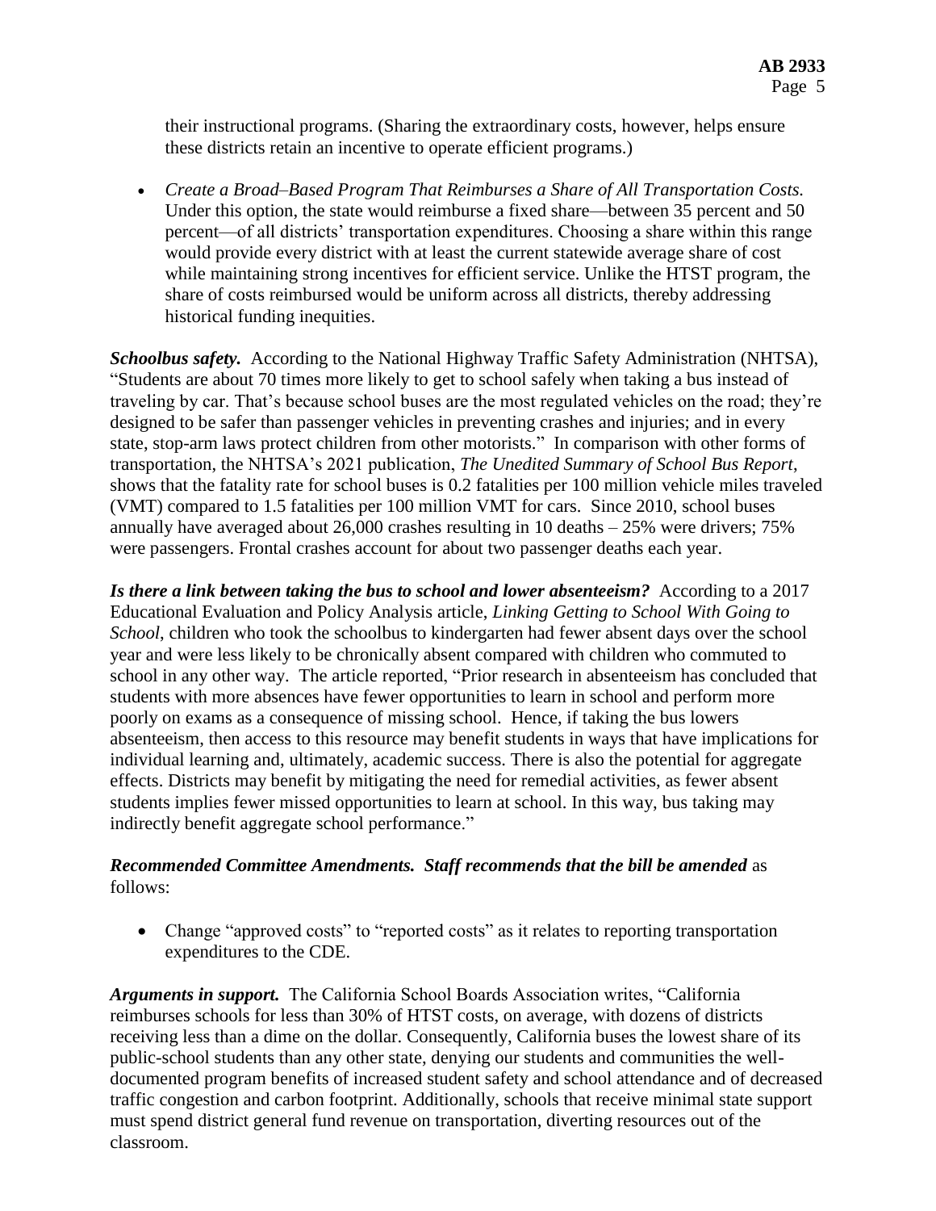their instructional programs. (Sharing the extraordinary costs, however, helps ensure these districts retain an incentive to operate efficient programs.)

- *Create a Broad–Based Program That Reimburses a Share of All Transportation Costs.* Under this option, the state would reimburse a fixed share—between 35 percent and 50 percent—of all districts' transportation expenditures. Choosing a share within this range would provide every district with at least the current statewide average share of cost while maintaining strong incentives for efficient service. Unlike the HTST program, the share of costs reimbursed would be uniform across all districts, thereby addressing historical funding inequities.

***Schoolbus safety.*** According to the National Highway Traffic Safety Administration (NHTSA), "Students are about 70 times more likely to get to school safely when taking a bus instead of traveling by car. That's because school buses are the most regulated vehicles on the road; they're designed to be safer than passenger vehicles in preventing crashes and injuries; and in every state, stop-arm laws protect children from other motorists." In comparison with other forms of transportation, the NHTSA's 2021 publication, *The Unedited Summary of School Bus Report*, shows that the fatality rate for school buses is 0.2 fatalities per 100 million vehicle miles traveled (VMT) compared to 1.5 fatalities per 100 million VMT for cars. Since 2010, school buses annually have averaged about 26,000 crashes resulting in 10 deaths – 25% were drivers; 75% were passengers. Frontal crashes account for about two passenger deaths each year.

***Is there a link between taking the bus to school and lower absenteeism?*** According to a 2017 Educational Evaluation and Policy Analysis article, *Linking Getting to School With Going to School*, children who took the schoolbus to kindergarten had fewer absent days over the school year and were less likely to be chronically absent compared with children who commuted to school in any other way. The article reported, "Prior research in absenteeism has concluded that students with more absences have fewer opportunities to learn in school and perform more poorly on exams as a consequence of missing school. Hence, if taking the bus lowers absenteeism, then access to this resource may benefit students in ways that have implications for individual learning and, ultimately, academic success. There is also the potential for aggregate effects. Districts may benefit by mitigating the need for remedial activities, as fewer absent students implies fewer missed opportunities to learn at school. In this way, bus taking may indirectly benefit aggregate school performance."

***Recommended Committee Amendments. Staff recommends that the bill be amended*** as follows:

- Change "approved costs" to "reported costs" as it relates to reporting transportation expenditures to the CDE.

***Arguments in support.*** The California School Boards Association writes, "California reimburses schools for less than 30% of HTST costs, on average, with dozens of districts receiving less than a dime on the dollar. Consequently, California buses the lowest share of its public-school students than any other state, denying our students and communities the well-documented program benefits of increased student safety and school attendance and of decreased traffic congestion and carbon footprint. Additionally, schools that receive minimal state support must spend district general fund revenue on transportation, diverting resources out of the classroom.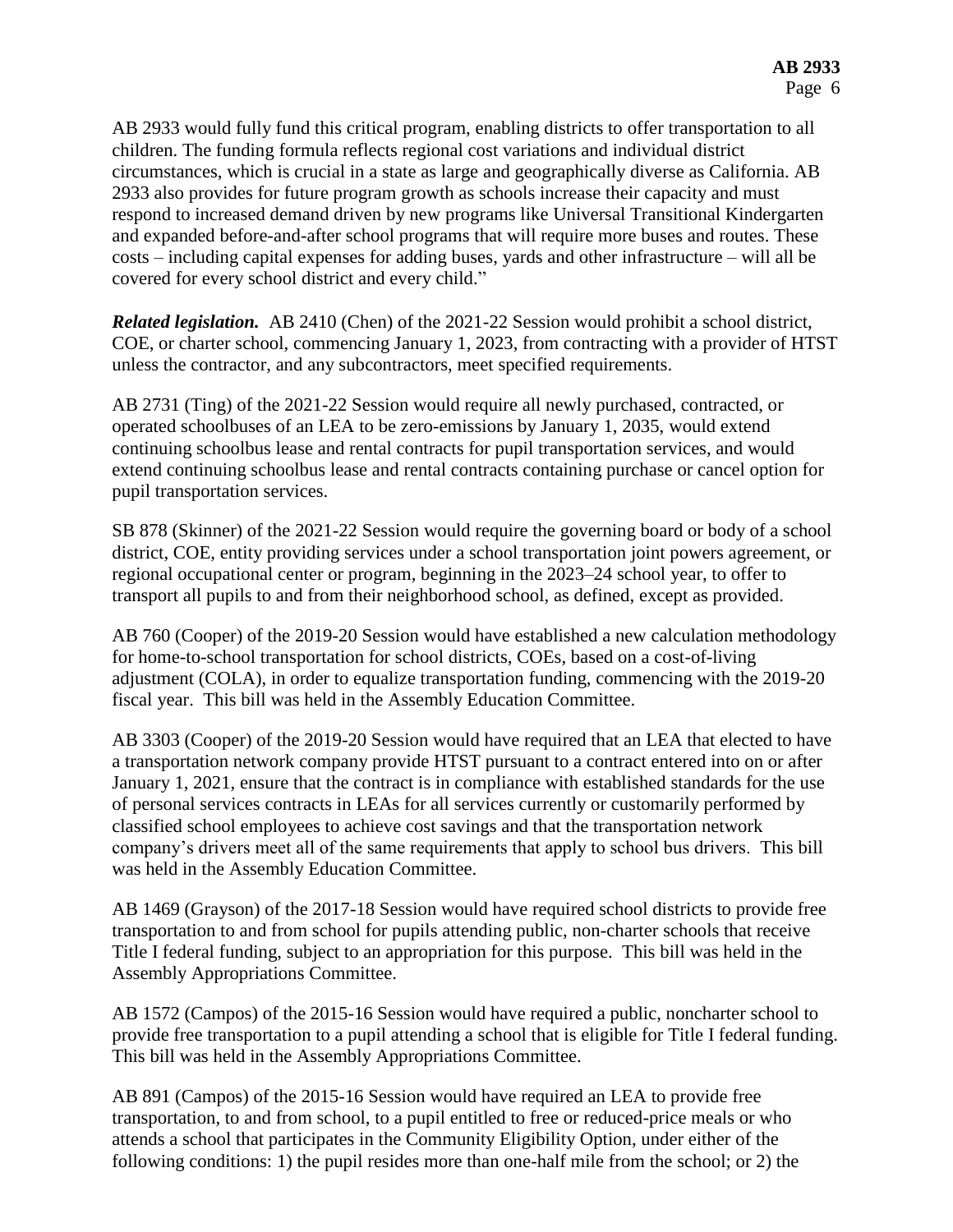AB 2933 would fully fund this critical program, enabling districts to offer transportation to all children. The funding formula reflects regional cost variations and individual district circumstances, which is crucial in a state as large and geographically diverse as California. AB 2933 also provides for future program growth as schools increase their capacity and must respond to increased demand driven by new programs like Universal Transitional Kindergarten and expanded before-and-after school programs that will require more buses and routes. These costs – including capital expenses for adding buses, yards and other infrastructure – will all be covered for every school district and every child."

***Related legislation.*** AB 2410 (Chen) of the 2021-22 Session would prohibit a school district, COE, or charter school, commencing January 1, 2023, from contracting with a provider of HTST unless the contractor, and any subcontractors, meet specified requirements.

AB 2731 (Ting) of the 2021-22 Session would require all newly purchased, contracted, or operated schoolbuses of an LEA to be zero-emissions by January 1, 2035, would extend continuing schoolbus lease and rental contracts for pupil transportation services, and would extend continuing schoolbus lease and rental contracts containing purchase or cancel option for pupil transportation services.

SB 878 (Skinner) of the 2021-22 Session would require the governing board or body of a school district, COE, entity providing services under a school transportation joint powers agreement, or regional occupational center or program, beginning in the 2023–24 school year, to offer to transport all pupils to and from their neighborhood school, as defined, except as provided.

AB 760 (Cooper) of the 2019-20 Session would have established a new calculation methodology for home-to-school transportation for school districts, COEs, based on a cost-of-living adjustment (COLA), in order to equalize transportation funding, commencing with the 2019-20 fiscal year. This bill was held in the Assembly Education Committee.

AB 3303 (Cooper) of the 2019-20 Session would have required that an LEA that elected to have a transportation network company provide HTST pursuant to a contract entered into on or after January 1, 2021, ensure that the contract is in compliance with established standards for the use of personal services contracts in LEAs for all services currently or customarily performed by classified school employees to achieve cost savings and that the transportation network company's drivers meet all of the same requirements that apply to school bus drivers. This bill was held in the Assembly Education Committee.

AB 1469 (Grayson) of the 2017-18 Session would have required school districts to provide free transportation to and from school for pupils attending public, non-charter schools that receive Title I federal funding, subject to an appropriation for this purpose. This bill was held in the Assembly Appropriations Committee.

AB 1572 (Campos) of the 2015-16 Session would have required a public, noncharter school to provide free transportation to a pupil attending a school that is eligible for Title I federal funding. This bill was held in the Assembly Appropriations Committee.

AB 891 (Campos) of the 2015-16 Session would have required an LEA to provide free transportation, to and from school, to a pupil entitled to free or reduced-price meals or who attends a school that participates in the Community Eligibility Option, under either of the following conditions: 1) the pupil resides more than one-half mile from the school; or 2) the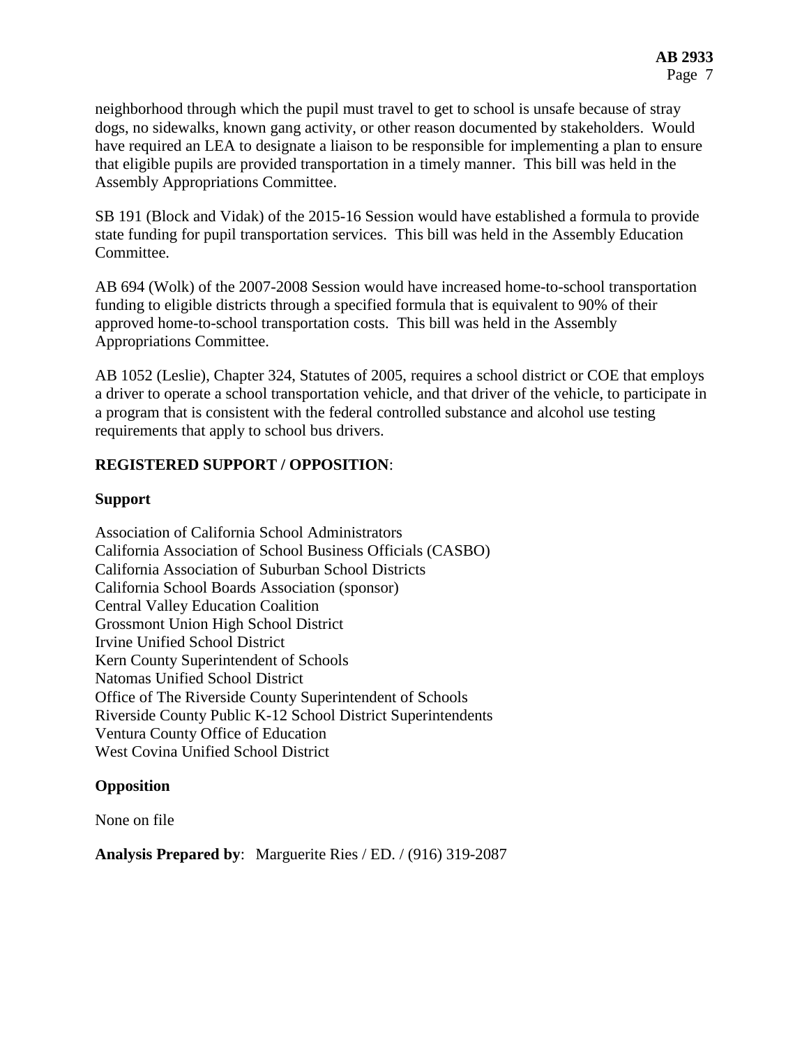neighborhood through which the pupil must travel to get to school is unsafe because of stray dogs, no sidewalks, known gang activity, or other reason documented by stakeholders. Would have required an LEA to designate a liaison to be responsible for implementing a plan to ensure that eligible pupils are provided transportation in a timely manner. This bill was held in the Assembly Appropriations Committee.

SB 191 (Block and Vidak) of the 2015-16 Session would have established a formula to provide state funding for pupil transportation services. This bill was held in the Assembly Education Committee.

AB 694 (Wolk) of the 2007-2008 Session would have increased home-to-school transportation funding to eligible districts through a specified formula that is equivalent to 90% of their approved home-to-school transportation costs. This bill was held in the Assembly Appropriations Committee.

AB 1052 (Leslie), Chapter 324, Statutes of 2005, requires a school district or COE that employs a driver to operate a school transportation vehicle, and that driver of the vehicle, to participate in a program that is consistent with the federal controlled substance and alcohol use testing requirements that apply to school bus drivers.

**REGISTERED SUPPORT / OPPOSITION**:

**Support**

Association of California School Administrators
California Association of School Business Officials (CASBO)
California Association of Suburban School Districts
California School Boards Association (sponsor)
Central Valley Education Coalition
Grossmont Union High School District
Irvine Unified School District
Kern County Superintendent of Schools
Natomas Unified School District
Office of The Riverside County Superintendent of Schools
Riverside County Public K-12 School District Superintendents
Ventura County Office of Education
West Covina Unified School District

**Opposition**

None on file

**Analysis Prepared by**: Marguerite Ries / ED. / (916) 319-2087